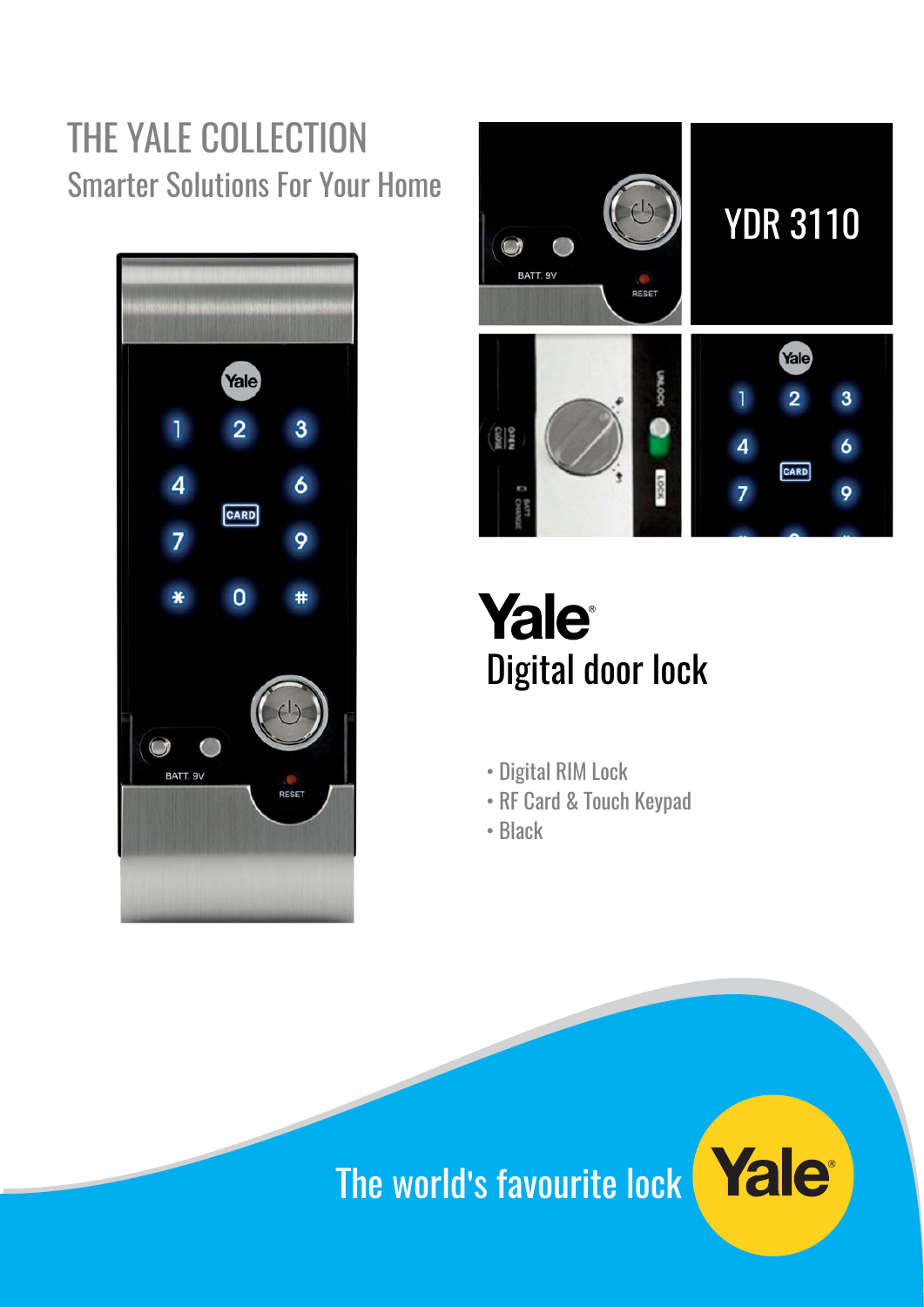# THE YALE COLLECTION

## Smarter Solutions For Your Home

## YDR 3110

# Yale®

## Digital door lock

- Digital RIM Lock
- RF Card & Touch Keypad
- Black

The world's favourite lock

Yale®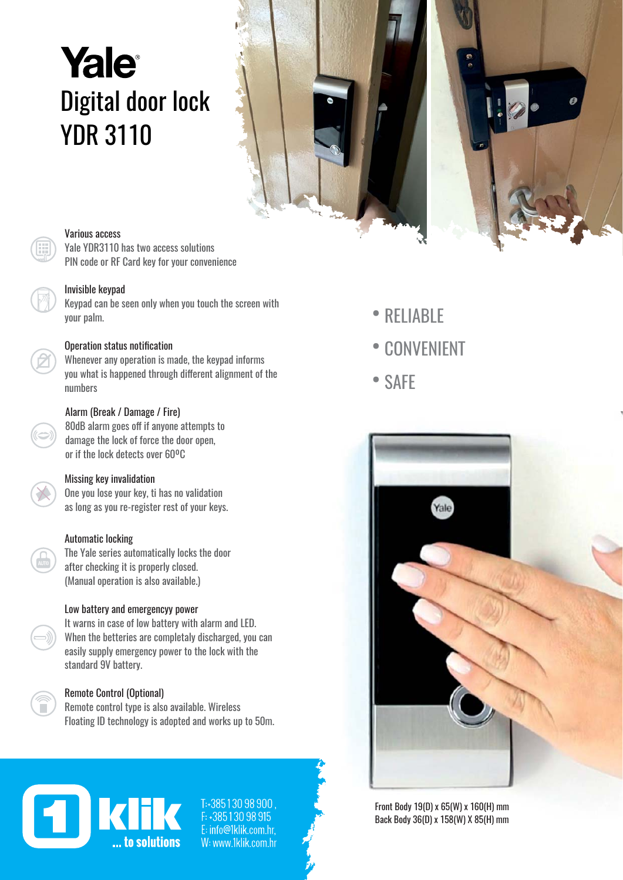# Yale®

# Digital door lock YDR 3110

### Various access

Yale YDR3110 has two access solutions
PIN code or RF Card key for your convenience

### Invisible keypad

Keypad can be seen only when you touch the screen with your palm.

### Operation status notification

Whenever any operation is made, the keypad informs you what is happened through different alignment of the numbers

### Alarm (Break / Damage / Fire)

80dB alarm goes off if anyone attempts to damage the lock of force the door open, or if the lock detects over 60ºC

### Missing key invalidation

One you lose your key, ti has no validation as long as you re-register rest of your keys.

### Automatic locking

The Yale series automatically locks the door after checking it is properly closed. (Manual operation is also available.)

### Low battery and emergencyy power

It warns in case of low battery with alarm and LED. When the betteries are completaly discharged, you can easily supply emergency power to the lock with the standard 9V battery.

### Remote Control (Optional)

Remote control type is also available. Wireless Floating ID technology is adopted and works up to 50m.

- RELIABLE
- CONVENIENT
- SAFE

Front Body 19(D) x 65(W) x 160(H) mm
Back Body 36(D) x 158(W) X 85(H) mm

1klik ... to solutions

T: +385 1 30 98 900 ,
F: +385 1 30 98 915
E: info@1klik.com.hr,
W: www.1klik.com.hr